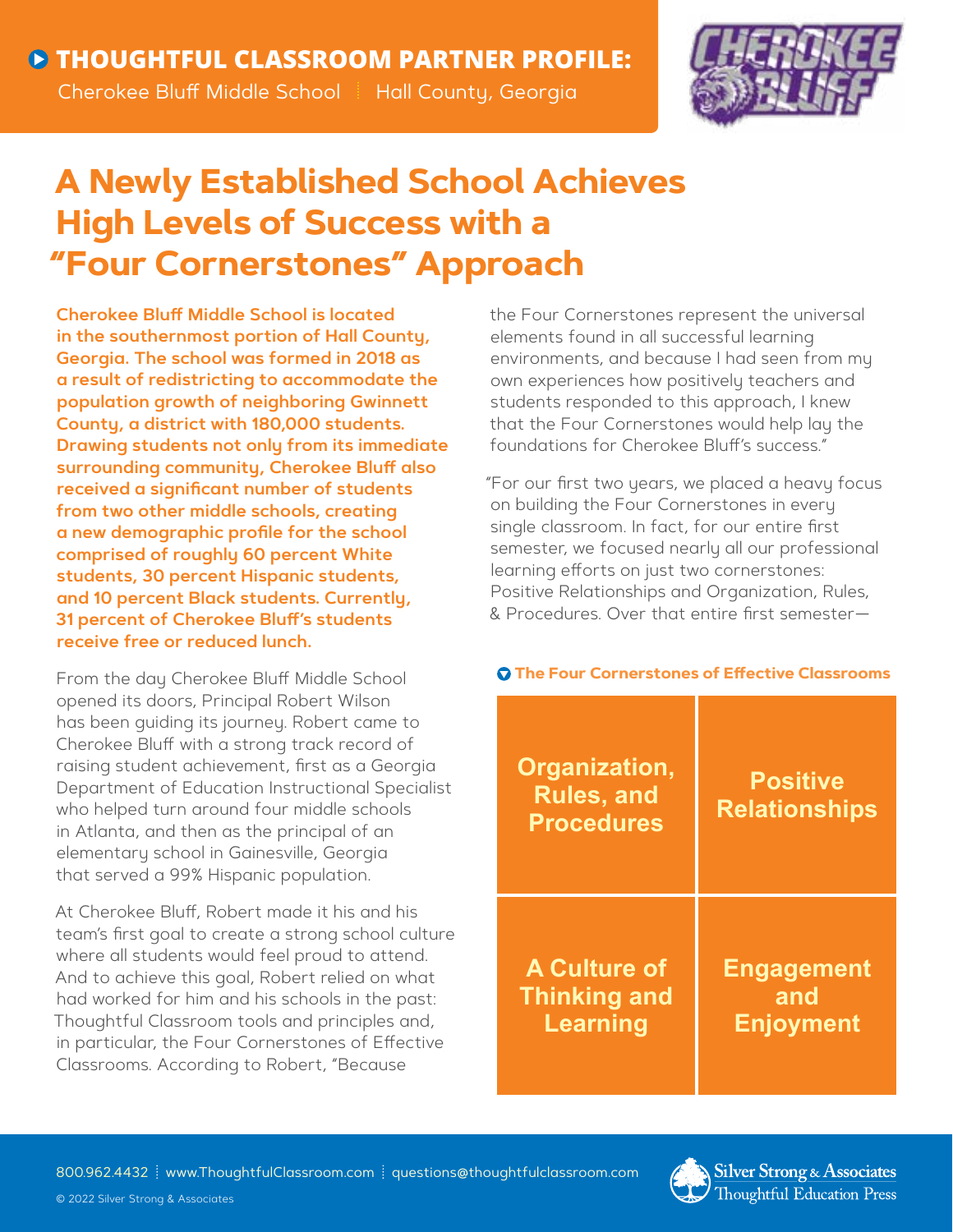**THOUGHTFUL CLASSROOM PARTNER PROFILE:**

Cherokee Bluff Middle School | Hall County, Georgia

# A Newly Established School Achieves High Levels of Success with a "Four Cornerstones" Approach

**Cherokee Bluff Middle School is located in the southernmost portion of Hall County, Georgia. The school was formed in 2018 as a result of redistricting to accommodate the population growth of neighboring Gwinnett County, a district with 180,000 students. Drawing students not only from its immediate surrounding community, Cherokee Bluff also received a significant number of students from two other middle schools, creating a new demographic profile for the school comprised of roughly 60 percent White students, 30 percent Hispanic students, and 10 percent Black students. Currently, 31 percent of Cherokee Bluff's students receive free or reduced lunch.**

From the day Cherokee Bluff Middle School opened its doors, Principal Robert Wilson has been guiding its journey. Robert came to Cherokee Bluff with a strong track record of raising student achievement, first as a Georgia Department of Education Instructional Specialist who helped turn around four middle schools in Atlanta, and then as the principal of an elementary school in Gainesville, Georgia that served a 99% Hispanic population.

At Cherokee Bluff, Robert made it his and his team's first goal to create a strong school culture where all students would feel proud to attend. And to achieve this goal, Robert relied on what had worked for him and his schools in the past: Thoughtful Classroom tools and principles and, in particular, the Four Cornerstones of Effective Classrooms. According to Robert, "Because the Four Cornerstones represent the universal elements found in all successful learning environments, and because I had seen from my own experiences how positively teachers and students responded to this approach, I knew that the Four Cornerstones would help lay the foundations for Cherokee Bluff's success."

"For our first two years, we placed a heavy focus on building the Four Cornerstones in every single classroom. In fact, for our entire first semester, we focused nearly all our professional learning efforts on just two cornerstones: Positive Relationships and Organization, Rules, & Procedures. Over that entire first semester—

**The Four Cornerstones of Effective Classrooms**

| | |
|---|---|
| Organization, Rules, and Procedures | Positive Relationships |
| A Culture of Thinking and Learning | Engagement and Enjoyment |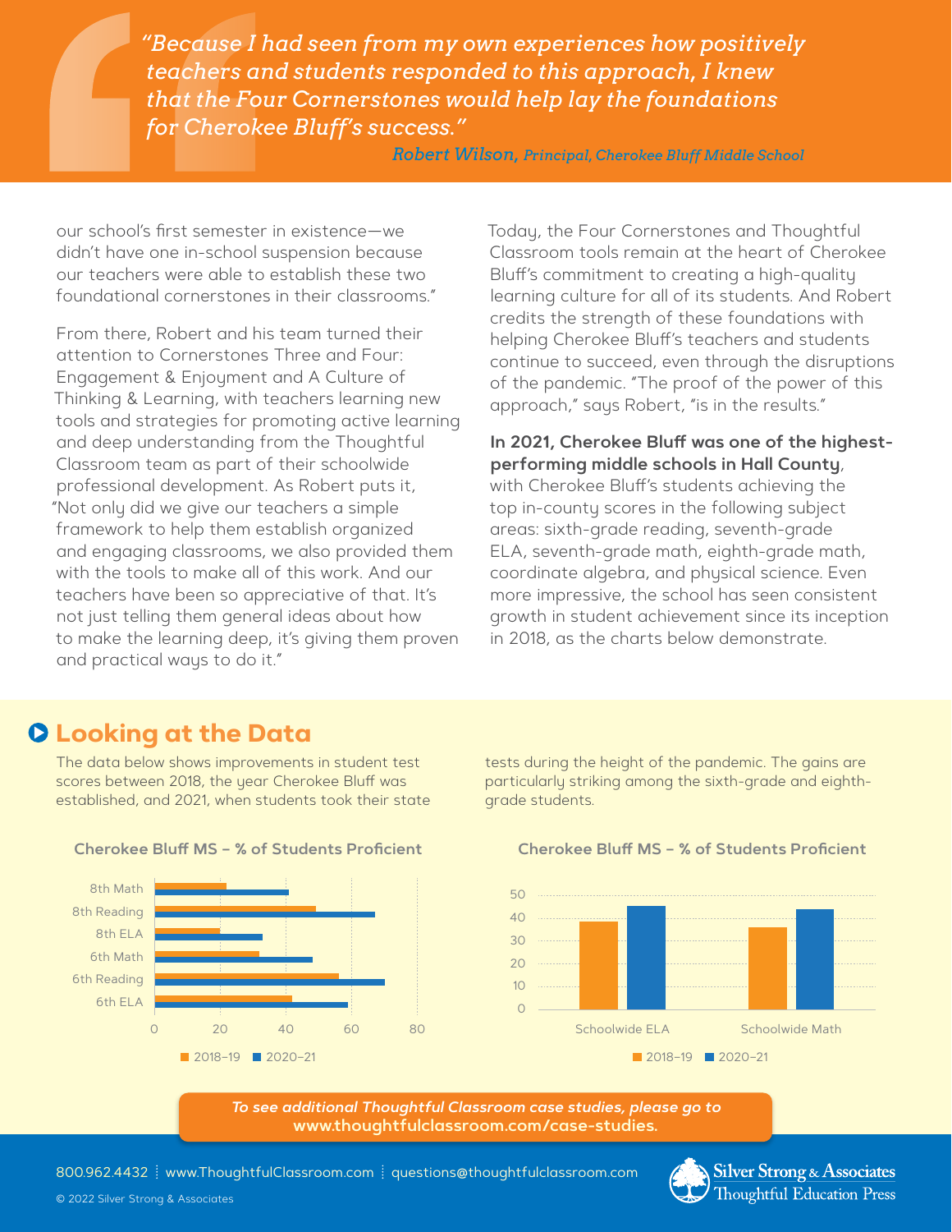> *"Because I had seen from my own experiences how positively teachers and students responded to this approach, I knew that the Four Cornerstones would help lay the foundations for Cherokee Bluff's success."*
>
> **Robert Wilson**, *Principal, Cherokee Bluff Middle School*

our school's first semester in existence—we didn't have one in-school suspension because our teachers were able to establish these two foundational cornerstones in their classrooms."

From there, Robert and his team turned their attention to Cornerstones Three and Four: Engagement & Enjoyment and A Culture of Thinking & Learning, with teachers learning new tools and strategies for promoting active learning and deep understanding from the Thoughtful Classroom team as part of their schoolwide professional development. As Robert puts it, "Not only did we give our teachers a simple framework to help them establish organized and engaging classrooms, we also provided them with the tools to make all of this work. And our teachers have been so appreciative of that. It's not just telling them general ideas about how to make the learning deep, it's giving them proven and practical ways to do it."

Today, the Four Cornerstones and Thoughtful Classroom tools remain at the heart of Cherokee Bluff's commitment to creating a high-quality learning culture for all of its students. And Robert credits the strength of these foundations with helping Cherokee Bluff's teachers and students continue to succeed, even through the disruptions of the pandemic. "The proof of the power of this approach," says Robert, "is in the results."

**In 2021, Cherokee Bluff was one of the highest-performing middle schools in Hall County**, with Cherokee Bluff's students achieving the top in-county scores in the following subject areas: sixth-grade reading, seventh-grade ELA, seventh-grade math, eighth-grade math, coordinate algebra, and physical science. Even more impressive, the school has seen consistent growth in student achievement since its inception in 2018, as the charts below demonstrate.

## Looking at the Data

The data below shows improvements in student test scores between 2018, the year Cherokee Bluff was established, and 2021, when students took their state tests during the height of the pandemic. The gains are particularly striking among the sixth-grade and eighth-grade students.

**Cherokee Bluff MS – % of Students Proficient**

8th Math
8th Reading
8th ELA
6th Math
6th Reading
6th ELA

0 20 40 60 80

2018–19 2020–21

**Cherokee Bluff MS – % of Students Proficient**

50 40 30 20 10 0

Schoolwide ELA
Schoolwide Math

2018–19 2020–21

***To see additional Thoughtful Classroom case studies, please go to www.thoughtfulclassroom.com/case-studies.***

800.962.4432 | www.ThoughtfulClassroom.com | questions@thoughtfulclassroom.com

Silver Strong & Associates
Thoughtful Education Press

© 2022 Silver Strong & Associates